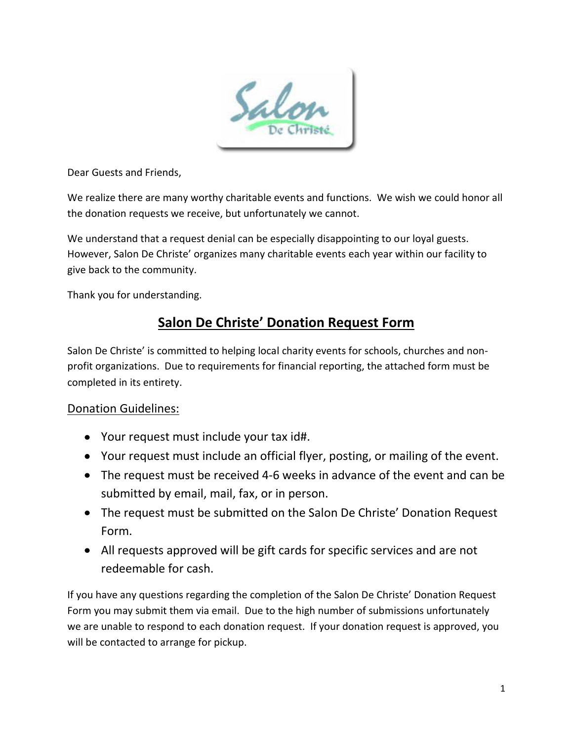Dear Guests and Friends,

We realize there are many worthy charitable events and functions. We wish we could honor all the donation requests we receive, but unfortunately we cannot.

We understand that a request denial can be especially disappointing to our loyal guests. However, Salon De Christe' organizes many charitable events each year within our facility to give back to the community.

Thank you for understanding.

## Salon De Christe' Donation Request Form

Salon De Christe' is committed to helping local charity events for schools, churches and non-profit organizations. Due to requirements for financial reporting, the attached form must be completed in its entirety.

### Donation Guidelines:

- Your request must include your tax id#.
- Your request must include an official flyer, posting, or mailing of the event.
- The request must be received 4-6 weeks in advance of the event and can be submitted by email, mail, fax, or in person.
- The request must be submitted on the Salon De Christe' Donation Request Form.
- All requests approved will be gift cards for specific services and are not redeemable for cash.

If you have any questions regarding the completion of the Salon De Christe' Donation Request Form you may submit them via email. Due to the high number of submissions unfortunately we are unable to respond to each donation request. If your donation request is approved, you will be contacted to arrange for pickup.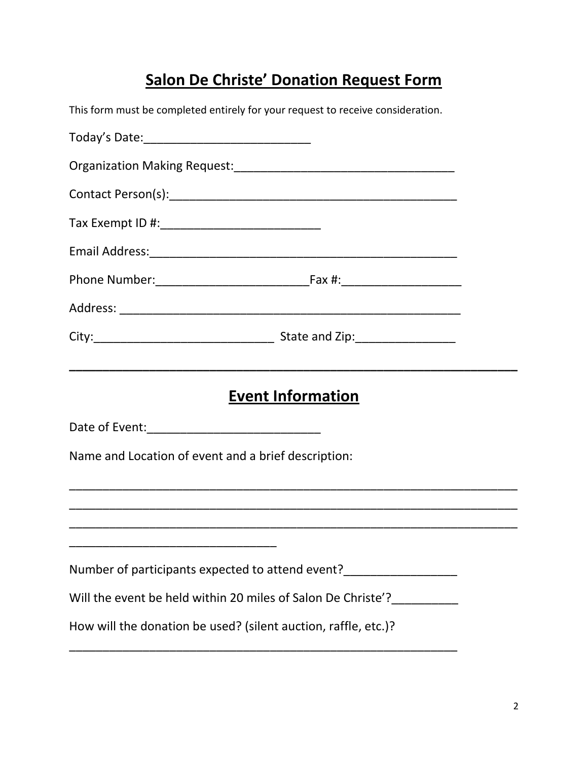# Salon De Christe' Donation Request Form

This form must be completed entirely for your request to receive consideration.

Today's Date:_________________________

Organization Making Request:_________________________________

Contact Person(s):____________________________________________

Tax Exempt ID #:________________________

Email Address:_______________________________________________

Phone Number:_______________________Fax #:__________________

Address: ____________________________________________________

City:___________________________ State and Zip:_______________

---

## Event Information

Date of Event:__________________________

Name and Location of event and a brief description:

___________________________________________________________________
___________________________________________________________________
___________________________________________________________________
_______________________________

Number of participants expected to attend event?_________________

Will the event be held within 20 miles of Salon De Christe'?__________

How will the donation be used? (silent auction, raffle, etc.)?

___________________________________________________________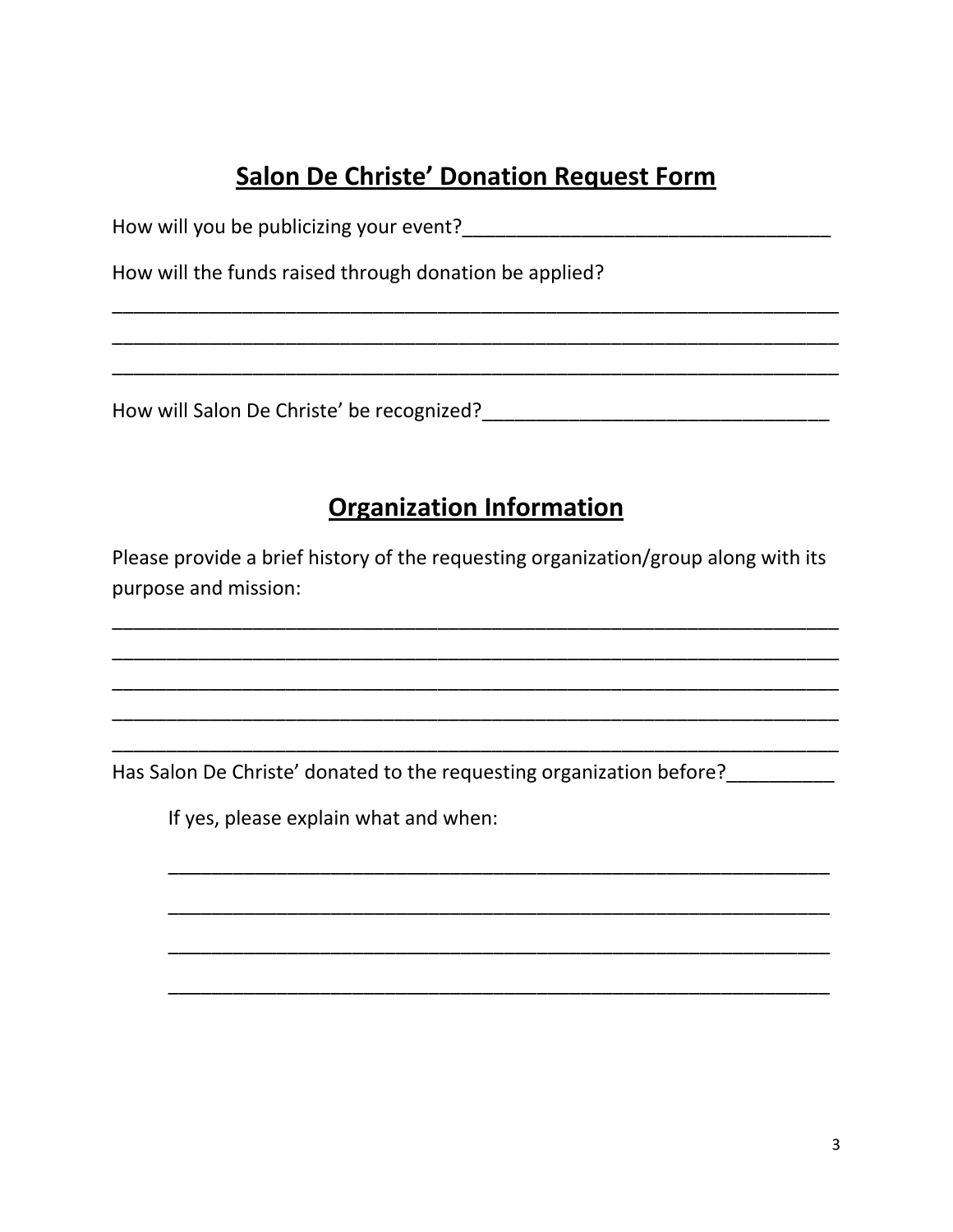## Salon De Christe' Donation Request Form

How will you be publicizing your event?___________________________________

How will the funds raised through donation be applied?

_____________________________________________________________________

_____________________________________________________________________

_____________________________________________________________________

How will Salon De Christe' be recognized?_________________________________

## Organization Information

Please provide a brief history of the requesting organization/group along with its purpose and mission:

_____________________________________________________________________

_____________________________________________________________________

_____________________________________________________________________

_____________________________________________________________________

_____________________________________________________________________

Has Salon De Christe' donated to the requesting organization before?__________

If yes, please explain what and when:

_______________________________________________________________

_______________________________________________________________

_______________________________________________________________

_______________________________________________________________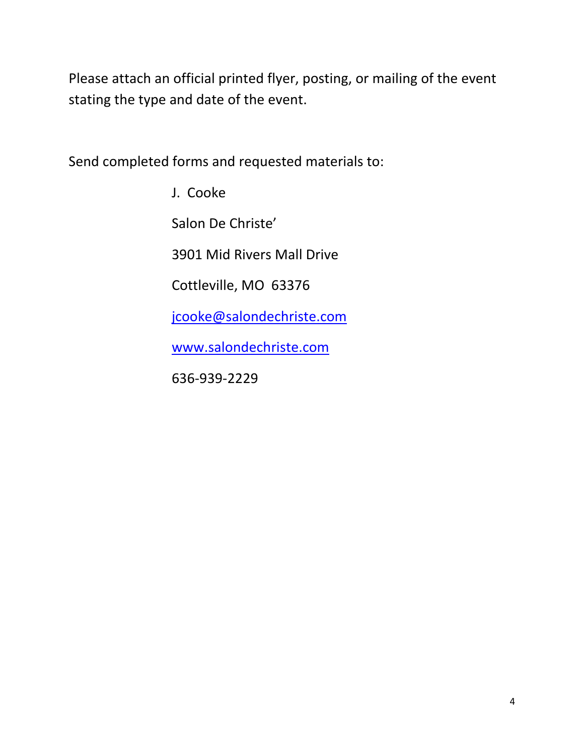Please attach an official printed flyer, posting, or mailing of the event stating the type and date of the event.

Send completed forms and requested materials to:

J. Cooke

Salon De Christe'

3901 Mid Rivers Mall Drive

Cottleville, MO 63376

jcooke@salondechriste.com

www.salondechriste.com

636-939-2229